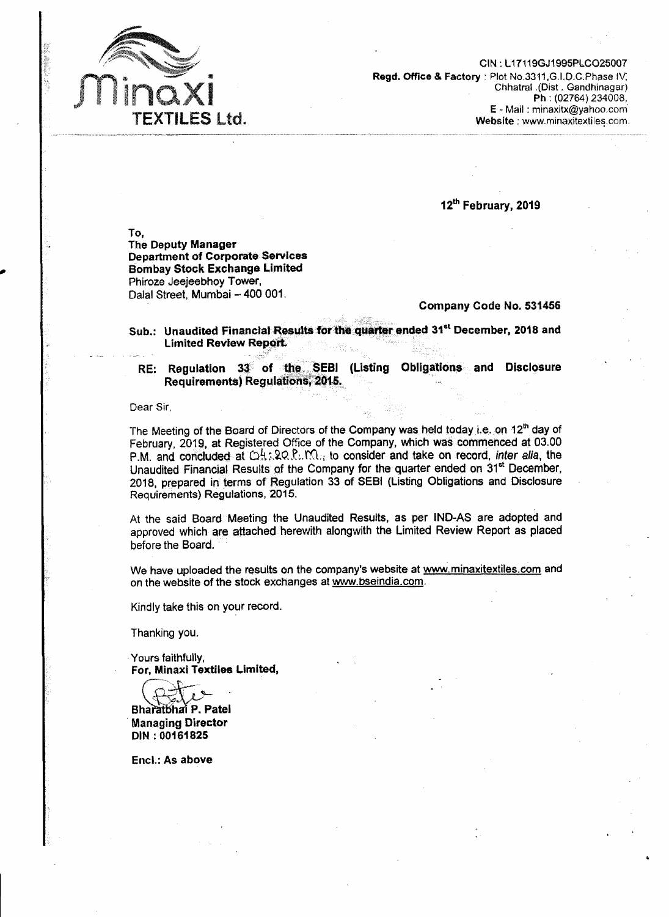**Minaxi TEXTILES Ltd.**

CIN : L17119GJ1995PLCO25007
**Regd. Office & Factory** : Plot No.3311,G.I.D.C.Phase IV, Chhatral .(Dist . Gandhinagar)
**Ph** : (02764) 234008,
E - Mail : minaxitx@yahoo.com
**Website** : www.minaxitextiles.com.

**12th February, 2019**

**To,**
**The Deputy Manager**
**Department of Corporate Services**
**Bombay Stock Exchange Limited**
Phiroze Jeejeebhoy Tower,
Dalal Street, Mumbai – 400 001.

**Company Code No. 531456**

**Sub.: Unaudited Financial Results for the quarter ended 31st December, 2018 and Limited Review Report.**

**RE: Regulation 33 of the SEBI (Listing Obligations and Disclosure Requirements) Regulations, 2015.**

Dear Sir,

The Meeting of the Board of Directors of the Company was held today i.e. on 12th day of February, 2019, at Registered Office of the Company, which was commenced at 03.00 P.M. and concluded at 04:20 P.M., to consider and take on record, *inter alia*, the Unaudited Financial Results of the Company for the quarter ended on 31st December, 2018, prepared in terms of Regulation 33 of SEBI (Listing Obligations and Disclosure Requirements) Regulations, 2015.

At the said Board Meeting the Unaudited Results, as per IND-AS are adopted and approved which are attached herewith alongwith the Limited Review Report as placed before the Board.

We have uploaded the results on the company's website at www.minaxitextiles.com and on the website of the stock exchanges at www.bseindia.com.

Kindly take this on your record.

Thanking you.

Yours faithfully,
**For, Minaxi Textiles Limited,**

**Bharatbhai P. Patel**
**Managing Director**
**DIN : 00161825**

**Encl.: As above**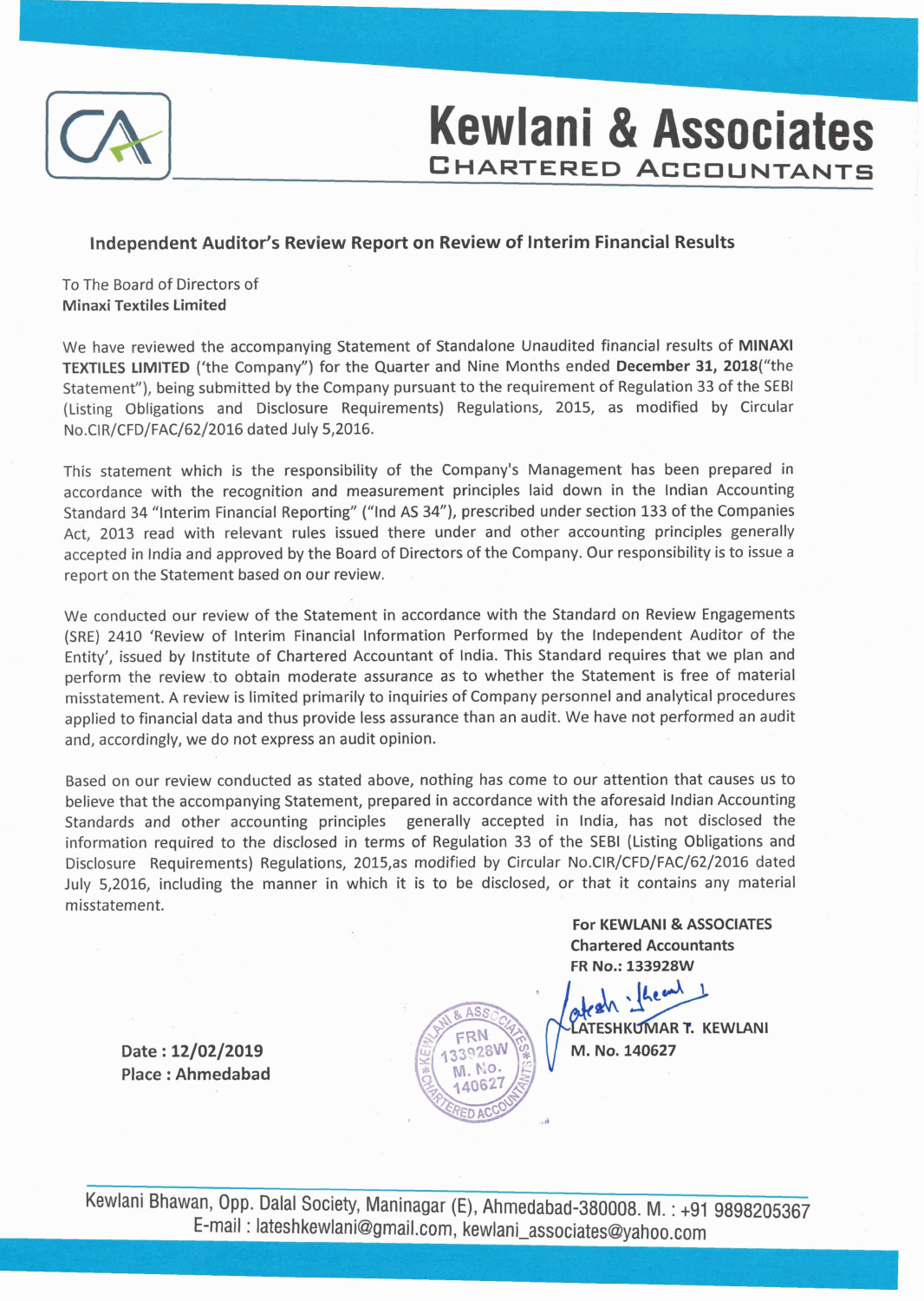# Kewlani & Associates

CHARTERED ACCOUNTANTS

## Independent Auditor's Review Report on Review of Interim Financial Results

To The Board of Directors of
**Minaxi Textiles Limited**

We have reviewed the accompanying Statement of Standalone Unaudited financial results of **MINAXI TEXTILES LIMITED** ('the Company") for the Quarter and Nine Months ended **December 31, 2018**("the Statement"), being submitted by the Company pursuant to the requirement of Regulation 33 of the SEBI (Listing Obligations and Disclosure Requirements) Regulations, 2015, as modified by Circular No.CIR/CFD/FAC/62/2016 dated July 5,2016.

This statement which is the responsibility of the Company's Management has been prepared in accordance with the recognition and measurement principles laid down in the Indian Accounting Standard 34 "Interim Financial Reporting" ("Ind AS 34"), prescribed under section 133 of the Companies Act, 2013 read with relevant rules issued there under and other accounting principles generally accepted in India and approved by the Board of Directors of the Company. Our responsibility is to issue a report on the Statement based on our review.

We conducted our review of the Statement in accordance with the Standard on Review Engagements (SRE) 2410 'Review of Interim Financial Information Performed by the Independent Auditor of the Entity', issued by Institute of Chartered Accountant of India. This Standard requires that we plan and perform the review to obtain moderate assurance as to whether the Statement is free of material misstatement. A review is limited primarily to inquiries of Company personnel and analytical procedures applied to financial data and thus provide less assurance than an audit. We have not performed an audit and, accordingly, we do not express an audit opinion.

Based on our review conducted as stated above, nothing has come to our attention that causes us to believe that the accompanying Statement, prepared in accordance with the aforesaid Indian Accounting Standards and other accounting principles generally accepted in India, has not disclosed the information required to the disclosed in terms of Regulation 33 of the SEBI (Listing Obligations and Disclosure Requirements) Regulations, 2015,as modified by Circular No.CIR/CFD/FAC/62/2016 dated July 5,2016, including the manner in which it is to be disclosed, or that it contains any material misstatement.

**For KEWLANI & ASSOCIATES**
**Chartered Accountants**
**FR No.: 133928W**

**LATESHKUMAR T. KEWLANI**
**M. No. 140627**

**Date : 12/02/2019**
**Place : Ahmedabad**

Kewlani Bhawan, Opp. Dalal Society, Maninagar (E), Ahmedabad-380008. M. : +91 9898205367
E-mail : lateshkewlani@gmail.com, kewlani_associates@yahoo.com